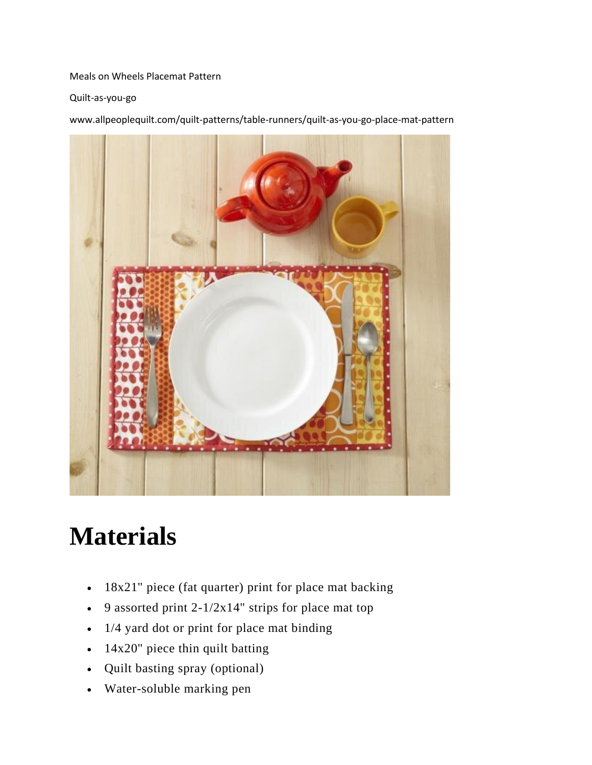Meals on Wheels Placemat Pattern

Quilt-as-you-go

www.allpeoplequilt.com/quilt-patterns/table-runners/quilt-as-you-go-place-mat-pattern

# Materials

- 18x21" piece (fat quarter) print for place mat backing
- 9 assorted print 2-1/2x14" strips for place mat top
- 1/4 yard dot or print for place mat binding
- 14x20" piece thin quilt batting
- Quilt basting spray (optional)
- Water-soluble marking pen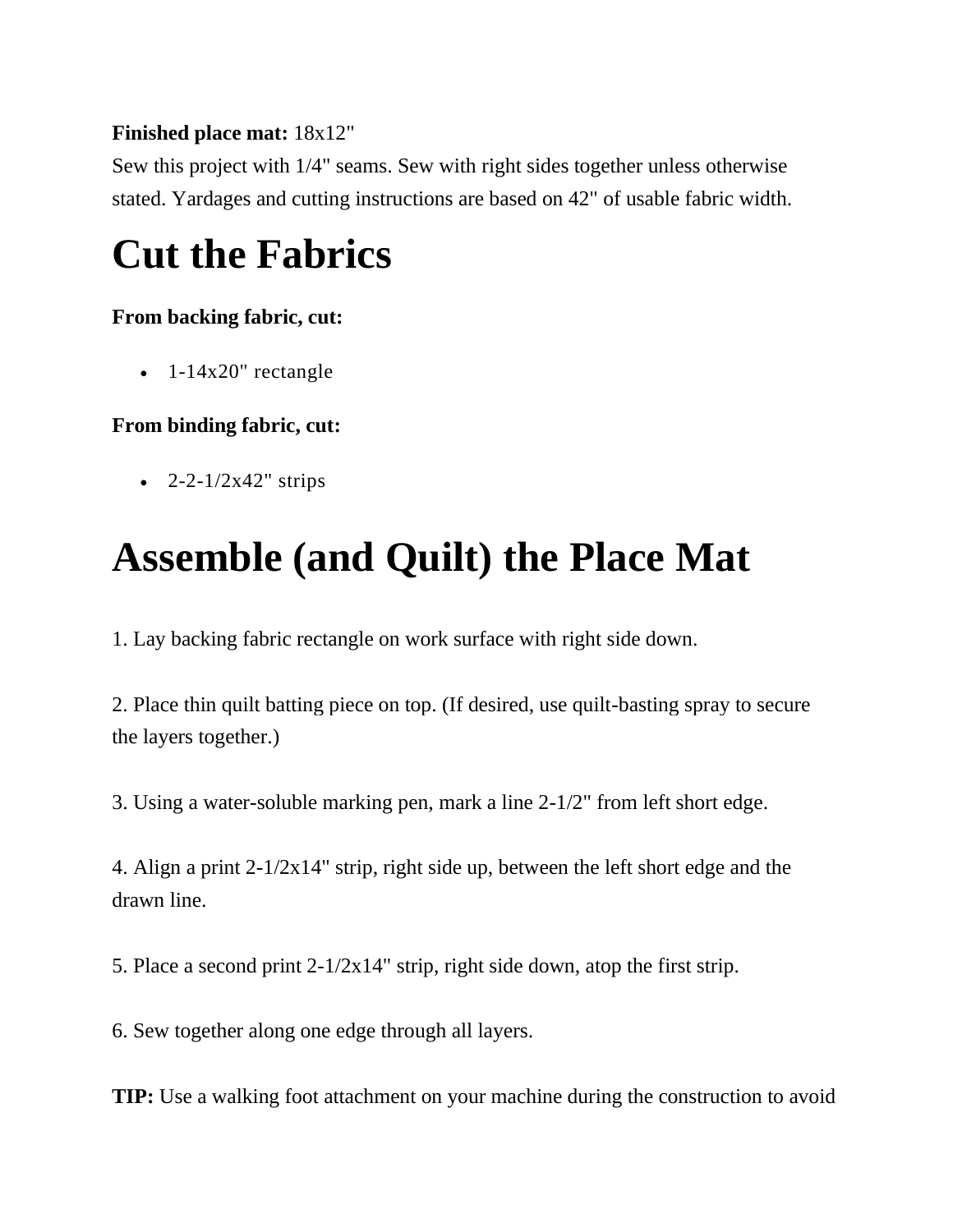**Finished place mat:** 18x12"

Sew this project with 1/4" seams. Sew with right sides together unless otherwise stated. Yardages and cutting instructions are based on 42" of usable fabric width.

# Cut the Fabrics

**From backing fabric, cut:**

- 1-14x20" rectangle

**From binding fabric, cut:**

- 2-2-1/2x42" strips

# Assemble (and Quilt) the Place Mat

1. Lay backing fabric rectangle on work surface with right side down.

2. Place thin quilt batting piece on top. (If desired, use quilt-basting spray to secure the layers together.)

3. Using a water-soluble marking pen, mark a line 2-1/2" from left short edge.

4. Align a print 2-1/2x14" strip, right side up, between the left short edge and the drawn line.

5. Place a second print 2-1/2x14" strip, right side down, atop the first strip.

6. Sew together along one edge through all layers.

**TIP:** Use a walking foot attachment on your machine during the construction to avoid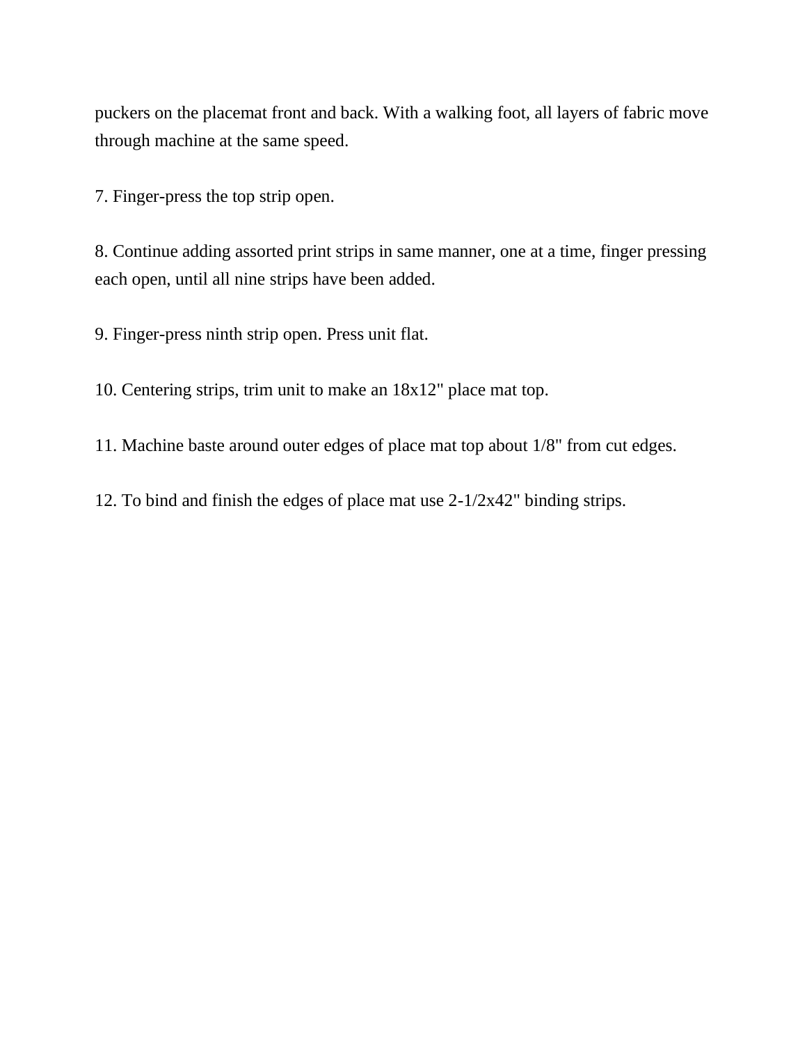puckers on the placemat front and back. With a walking foot, all layers of fabric move through machine at the same speed.

7. Finger-press the top strip open.

8. Continue adding assorted print strips in same manner, one at a time, finger pressing each open, until all nine strips have been added.

9. Finger-press ninth strip open. Press unit flat.

10. Centering strips, trim unit to make an 18x12" place mat top.

11. Machine baste around outer edges of place mat top about 1/8" from cut edges.

12. To bind and finish the edges of place mat use 2-1/2x42" binding strips.